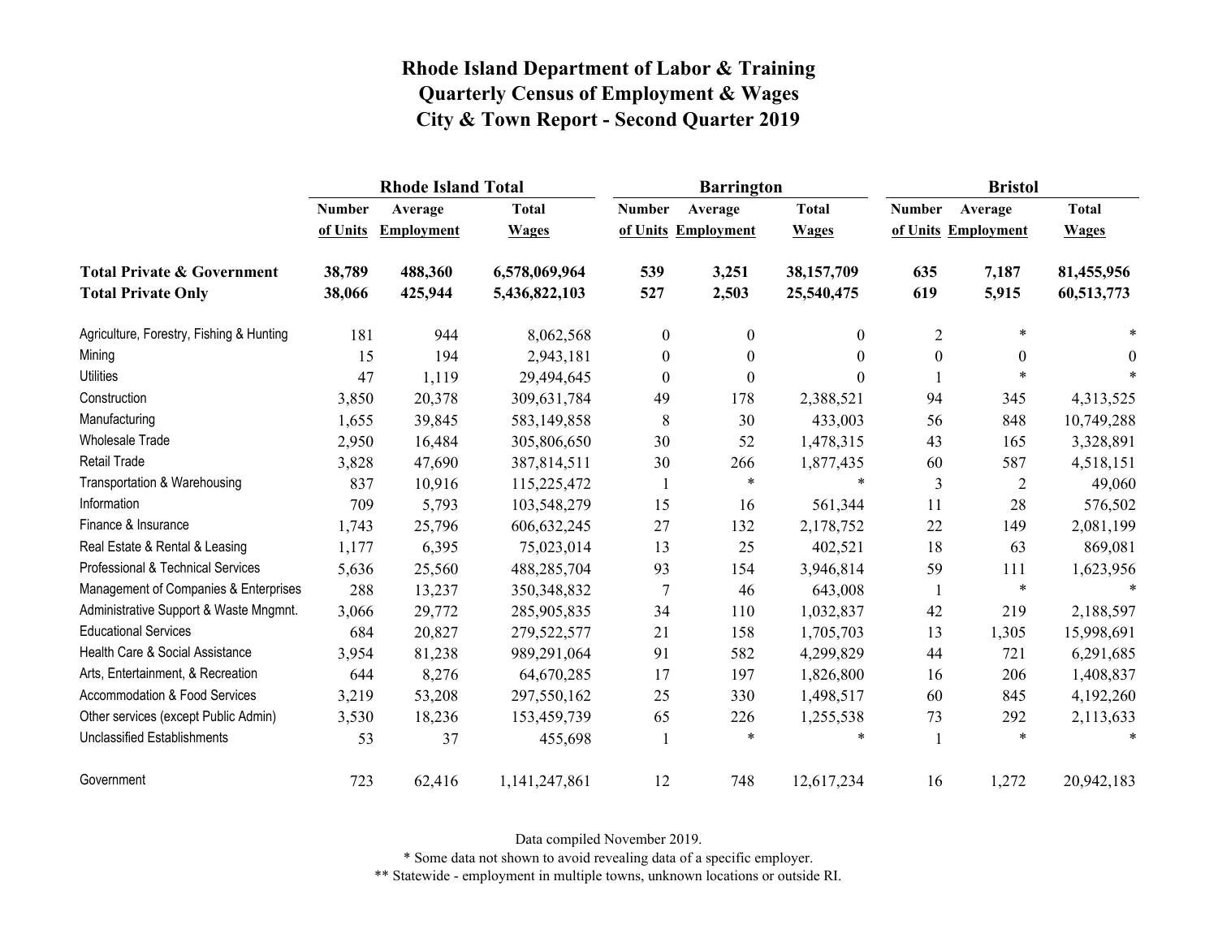# Rhode Island Department of Labor & Training
## Quarterly Census of Employment & Wages
## City & Town Report - Second Quarter 2019

| | Rhode Island Total | | | Barrington | | | Bristol | | |
|---|---|---|---|---|---|---|---|---|---|
| | Number of Units | Average Employment | Total Wages | Number of Units | Average Employment | Total Wages | Number of Units | Average Employment | Total Wages |
| **Total Private & Government** | **38,789** | **488,360** | **6,578,069,964** | **539** | **3,251** | **38,157,709** | **635** | **7,187** | **81,455,956** |
| **Total Private Only** | **38,066** | **425,944** | **5,436,822,103** | **527** | **2,503** | **25,540,475** | **619** | **5,915** | **60,513,773** |
| Agriculture, Forestry, Fishing & Hunting | 181 | 944 | 8,062,568 | 0 | 0 | 0 | 2 | * | * |
| Mining | 15 | 194 | 2,943,181 | 0 | 0 | 0 | 0 | 0 | 0 |
| Utilities | 47 | 1,119 | 29,494,645 | 0 | 0 | 0 | 1 | * | * |
| Construction | 3,850 | 20,378 | 309,631,784 | 49 | 178 | 2,388,521 | 94 | 345 | 4,313,525 |
| Manufacturing | 1,655 | 39,845 | 583,149,858 | 8 | 30 | 433,003 | 56 | 848 | 10,749,288 |
| Wholesale Trade | 2,950 | 16,484 | 305,806,650 | 30 | 52 | 1,478,315 | 43 | 165 | 3,328,891 |
| Retail Trade | 3,828 | 47,690 | 387,814,511 | 30 | 266 | 1,877,435 | 60 | 587 | 4,518,151 |
| Transportation & Warehousing | 837 | 10,916 | 115,225,472 | 1 | * | * | 3 | 2 | 49,060 |
| Information | 709 | 5,793 | 103,548,279 | 15 | 16 | 561,344 | 11 | 28 | 576,502 |
| Finance & Insurance | 1,743 | 25,796 | 606,632,245 | 27 | 132 | 2,178,752 | 22 | 149 | 2,081,199 |
| Real Estate & Rental & Leasing | 1,177 | 6,395 | 75,023,014 | 13 | 25 | 402,521 | 18 | 63 | 869,081 |
| Professional & Technical Services | 5,636 | 25,560 | 488,285,704 | 93 | 154 | 3,946,814 | 59 | 111 | 1,623,956 |
| Management of Companies & Enterprises | 288 | 13,237 | 350,348,832 | 7 | 46 | 643,008 | 1 | * | * |
| Administrative Support & Waste Mngmnt. | 3,066 | 29,772 | 285,905,835 | 34 | 110 | 1,032,837 | 42 | 219 | 2,188,597 |
| Educational Services | 684 | 20,827 | 279,522,577 | 21 | 158 | 1,705,703 | 13 | 1,305 | 15,998,691 |
| Health Care & Social Assistance | 3,954 | 81,238 | 989,291,064 | 91 | 582 | 4,299,829 | 44 | 721 | 6,291,685 |
| Arts, Entertainment, & Recreation | 644 | 8,276 | 64,670,285 | 17 | 197 | 1,826,800 | 16 | 206 | 1,408,837 |
| Accommodation & Food Services | 3,219 | 53,208 | 297,550,162 | 25 | 330 | 1,498,517 | 60 | 845 | 4,192,260 |
| Other services (except Public Admin) | 3,530 | 18,236 | 153,459,739 | 65 | 226 | 1,255,538 | 73 | 292 | 2,113,633 |
| Unclassified Establishments | 53 | 37 | 455,698 | 1 | * | * | 1 | * | * |
| Government | 723 | 62,416 | 1,141,247,861 | 12 | 748 | 12,617,234 | 16 | 1,272 | 20,942,183 |

Data compiled November 2019.

* Some data not shown to avoid revealing data of a specific employer.

** Statewide - employment in multiple towns, unknown locations or outside RI.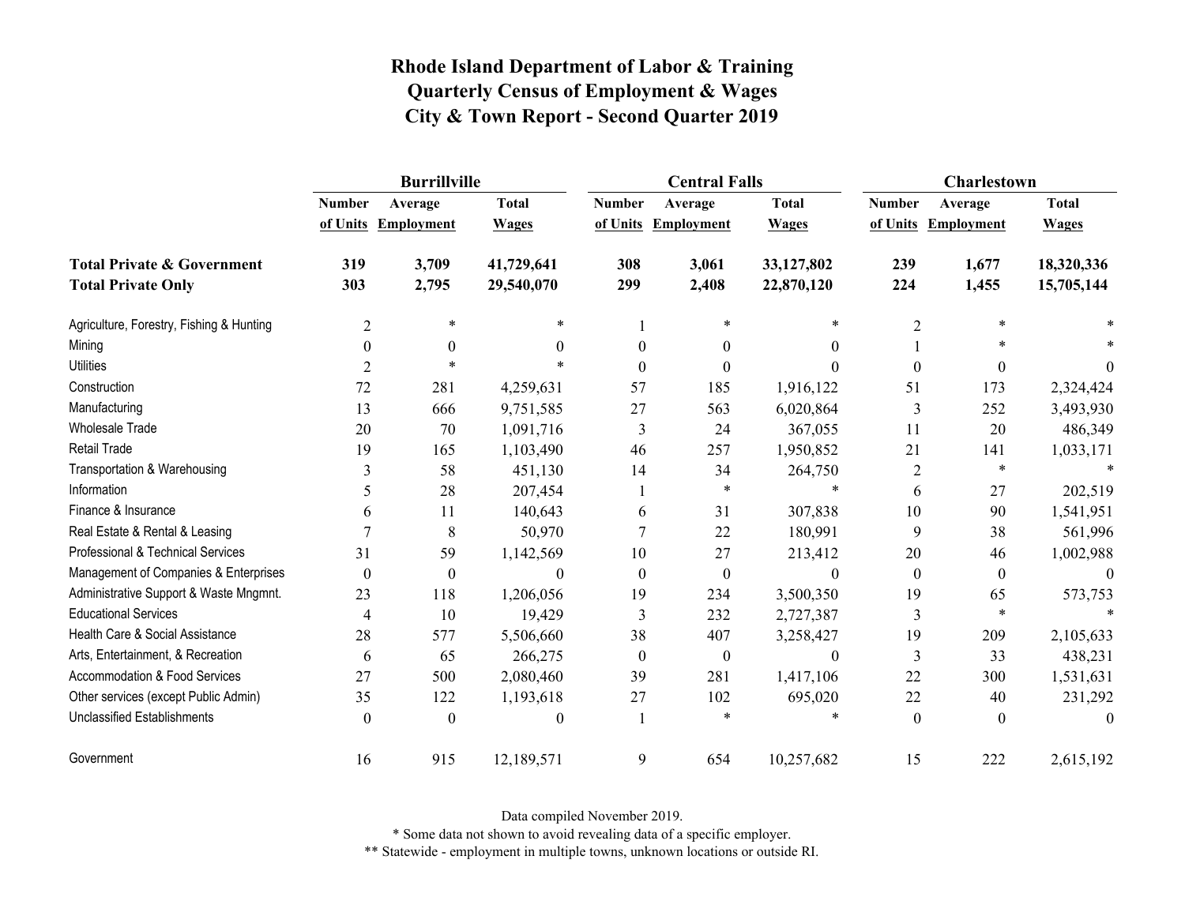# Rhode Island Department of Labor & Training
## Quarterly Census of Employment & Wages
## City & Town Report - Second Quarter 2019

| | Burrillville | | | Central Falls | | | Charlestown | | |
|---|---|---|---|---|---|---|---|---|---|
| | Number of Units | Average Employment | Total Wages | Number of Units | Average Employment | Total Wages | Number of Units | Average Employment | Total Wages |
| **Total Private & Government** | **319** | **3,709** | **41,729,641** | **308** | **3,061** | **33,127,802** | **239** | **1,677** | **18,320,336** |
| **Total Private Only** | **303** | **2,795** | **29,540,070** | **299** | **2,408** | **22,870,120** | **224** | **1,455** | **15,705,144** |
| Agriculture, Forestry, Fishing & Hunting | 2 | * | * | 1 | * | * | 2 | * | * |
| Mining | 0 | 0 | 0 | 0 | 0 | 0 | 1 | * | * |
| Utilities | 2 | * | * | 0 | 0 | 0 | 0 | 0 | 0 |
| Construction | 72 | 281 | 4,259,631 | 57 | 185 | 1,916,122 | 51 | 173 | 2,324,424 |
| Manufacturing | 13 | 666 | 9,751,585 | 27 | 563 | 6,020,864 | 3 | 252 | 3,493,930 |
| Wholesale Trade | 20 | 70 | 1,091,716 | 3 | 24 | 367,055 | 11 | 20 | 486,349 |
| Retail Trade | 19 | 165 | 1,103,490 | 46 | 257 | 1,950,852 | 21 | 141 | 1,033,171 |
| Transportation & Warehousing | 3 | 58 | 451,130 | 14 | 34 | 264,750 | 2 | * | * |
| Information | 5 | 28 | 207,454 | 1 | * | * | 6 | 27 | 202,519 |
| Finance & Insurance | 6 | 11 | 140,643 | 6 | 31 | 307,838 | 10 | 90 | 1,541,951 |
| Real Estate & Rental & Leasing | 7 | 8 | 50,970 | 7 | 22 | 180,991 | 9 | 38 | 561,996 |
| Professional & Technical Services | 31 | 59 | 1,142,569 | 10 | 27 | 213,412 | 20 | 46 | 1,002,988 |
| Management of Companies & Enterprises | 0 | 0 | 0 | 0 | 0 | 0 | 0 | 0 | 0 |
| Administrative Support & Waste Mngmnt. | 23 | 118 | 1,206,056 | 19 | 234 | 3,500,350 | 19 | 65 | 573,753 |
| Educational Services | 4 | 10 | 19,429 | 3 | 232 | 2,727,387 | 3 | * | * |
| Health Care & Social Assistance | 28 | 577 | 5,506,660 | 38 | 407 | 3,258,427 | 19 | 209 | 2,105,633 |
| Arts, Entertainment, & Recreation | 6 | 65 | 266,275 | 0 | 0 | 0 | 3 | 33 | 438,231 |
| Accommodation & Food Services | 27 | 500 | 2,080,460 | 39 | 281 | 1,417,106 | 22 | 300 | 1,531,631 |
| Other services (except Public Admin) | 35 | 122 | 1,193,618 | 27 | 102 | 695,020 | 22 | 40 | 231,292 |
| Unclassified Establishments | 0 | 0 | 0 | 1 | * | * | 0 | 0 | 0 |
| Government | 16 | 915 | 12,189,571 | 9 | 654 | 10,257,682 | 15 | 222 | 2,615,192 |

Data compiled November 2019.

* Some data not shown to avoid revealing data of a specific employer.

** Statewide - employment in multiple towns, unknown locations or outside RI.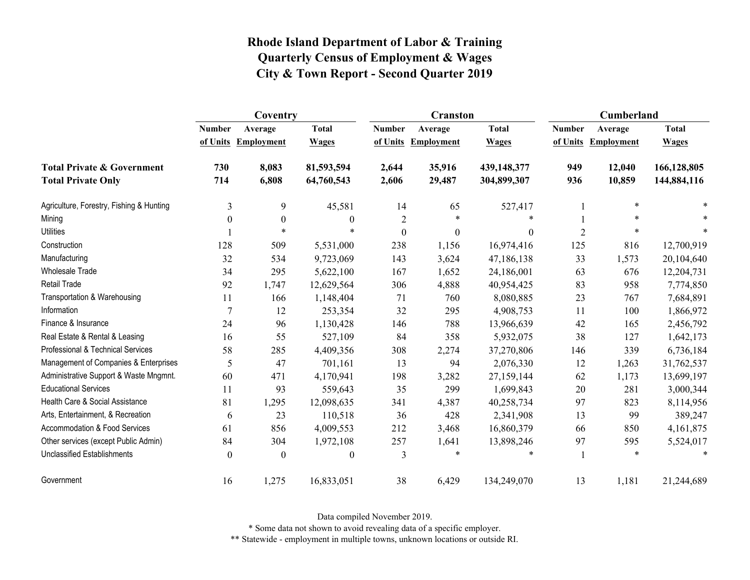# Rhode Island Department of Labor & Training
## Quarterly Census of Employment & Wages
## City & Town Report - Second Quarter 2019

| | Coventry | | | Cranston | | | Cumberland | | |
|---|---|---|---|---|---|---|---|---|---|
| | Number of Units | Average Employment | Total Wages | Number of Units | Average Employment | Total Wages | Number of Units | Average Employment | Total Wages |
| **Total Private & Government** | **730** | **8,083** | **81,593,594** | **2,644** | **35,916** | **439,148,377** | **949** | **12,040** | **166,128,805** |
| **Total Private Only** | **714** | **6,808** | **64,760,543** | **2,606** | **29,487** | **304,899,307** | **936** | **10,859** | **144,884,116** |
| Agriculture, Forestry, Fishing & Hunting | 3 | 9 | 45,581 | 14 | 65 | 527,417 | 1 | * | * |
| Mining | 0 | 0 | 0 | 2 | * | * | 1 | * | * |
| Utilities | 1 | * | * | 0 | 0 | 0 | 2 | * | * |
| Construction | 128 | 509 | 5,531,000 | 238 | 1,156 | 16,974,416 | 125 | 816 | 12,700,919 |
| Manufacturing | 32 | 534 | 9,723,069 | 143 | 3,624 | 47,186,138 | 33 | 1,573 | 20,104,640 |
| Wholesale Trade | 34 | 295 | 5,622,100 | 167 | 1,652 | 24,186,001 | 63 | 676 | 12,204,731 |
| Retail Trade | 92 | 1,747 | 12,629,564 | 306 | 4,888 | 40,954,425 | 83 | 958 | 7,774,850 |
| Transportation & Warehousing | 11 | 166 | 1,148,404 | 71 | 760 | 8,080,885 | 23 | 767 | 7,684,891 |
| Information | 7 | 12 | 253,354 | 32 | 295 | 4,908,753 | 11 | 100 | 1,866,972 |
| Finance & Insurance | 24 | 96 | 1,130,428 | 146 | 788 | 13,966,639 | 42 | 165 | 2,456,792 |
| Real Estate & Rental & Leasing | 16 | 55 | 527,109 | 84 | 358 | 5,932,075 | 38 | 127 | 1,642,173 |
| Professional & Technical Services | 58 | 285 | 4,409,356 | 308 | 2,274 | 37,270,806 | 146 | 339 | 6,736,184 |
| Management of Companies & Enterprises | 5 | 47 | 701,161 | 13 | 94 | 2,076,330 | 12 | 1,263 | 31,762,537 |
| Administrative Support & Waste Mngmnt. | 60 | 471 | 4,170,941 | 198 | 3,282 | 27,159,144 | 62 | 1,173 | 13,699,197 |
| Educational Services | 11 | 93 | 559,643 | 35 | 299 | 1,699,843 | 20 | 281 | 3,000,344 |
| Health Care & Social Assistance | 81 | 1,295 | 12,098,635 | 341 | 4,387 | 40,258,734 | 97 | 823 | 8,114,956 |
| Arts, Entertainment, & Recreation | 6 | 23 | 110,518 | 36 | 428 | 2,341,908 | 13 | 99 | 389,247 |
| Accommodation & Food Services | 61 | 856 | 4,009,553 | 212 | 3,468 | 16,860,379 | 66 | 850 | 4,161,875 |
| Other services (except Public Admin) | 84 | 304 | 1,972,108 | 257 | 1,641 | 13,898,246 | 97 | 595 | 5,524,017 |
| Unclassified Establishments | 0 | 0 | 0 | 3 | * | * | 1 | * | * |
| Government | 16 | 1,275 | 16,833,051 | 38 | 6,429 | 134,249,070 | 13 | 1,181 | 21,244,689 |

Data compiled November 2019.

* Some data not shown to avoid revealing data of a specific employer.

** Statewide - employment in multiple towns, unknown locations or outside RI.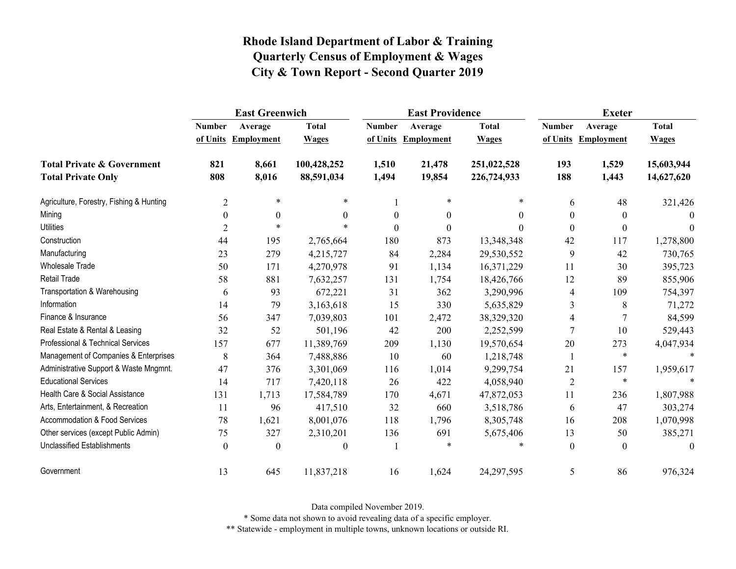# Rhode Island Department of Labor & Training
# Quarterly Census of Employment & Wages
# City & Town Report - Second Quarter 2019

| | East Greenwich | | | East Providence | | | Exeter | | |
|---|---|---|---|---|---|---|---|---|---|
| | Number of Units | Average Employment | Total Wages | Number of Units | Average Employment | Total Wages | Number of Units | Average Employment | Total Wages |
| **Total Private & Government** | **821** | **8,661** | **100,428,252** | **1,510** | **21,478** | **251,022,528** | **193** | **1,529** | **15,603,944** |
| **Total Private Only** | **808** | **8,016** | **88,591,034** | **1,494** | **19,854** | **226,724,933** | **188** | **1,443** | **14,627,620** |
| Agriculture, Forestry, Fishing & Hunting | 2 | * | * | 1 | * | * | 6 | 48 | 321,426 |
| Mining | 0 | 0 | 0 | 0 | 0 | 0 | 0 | 0 | 0 |
| Utilities | 2 | * | * | 0 | 0 | 0 | 0 | 0 | 0 |
| Construction | 44 | 195 | 2,765,664 | 180 | 873 | 13,348,348 | 42 | 117 | 1,278,800 |
| Manufacturing | 23 | 279 | 4,215,727 | 84 | 2,284 | 29,530,552 | 9 | 42 | 730,765 |
| Wholesale Trade | 50 | 171 | 4,270,978 | 91 | 1,134 | 16,371,229 | 11 | 30 | 395,723 |
| Retail Trade | 58 | 881 | 7,632,257 | 131 | 1,754 | 18,426,766 | 12 | 89 | 855,906 |
| Transportation & Warehousing | 6 | 93 | 672,221 | 31 | 362 | 3,290,996 | 4 | 109 | 754,397 |
| Information | 14 | 79 | 3,163,618 | 15 | 330 | 5,635,829 | 3 | 8 | 71,272 |
| Finance & Insurance | 56 | 347 | 7,039,803 | 101 | 2,472 | 38,329,320 | 4 | 7 | 84,599 |
| Real Estate & Rental & Leasing | 32 | 52 | 501,196 | 42 | 200 | 2,252,599 | 7 | 10 | 529,443 |
| Professional & Technical Services | 157 | 677 | 11,389,769 | 209 | 1,130 | 19,570,654 | 20 | 273 | 4,047,934 |
| Management of Companies & Enterprises | 8 | 364 | 7,488,886 | 10 | 60 | 1,218,748 | 1 | * | * |
| Administrative Support & Waste Mngmnt. | 47 | 376 | 3,301,069 | 116 | 1,014 | 9,299,754 | 21 | 157 | 1,959,617 |
| Educational Services | 14 | 717 | 7,420,118 | 26 | 422 | 4,058,940 | 2 | * | * |
| Health Care & Social Assistance | 131 | 1,713 | 17,584,789 | 170 | 4,671 | 47,872,053 | 11 | 236 | 1,807,988 |
| Arts, Entertainment, & Recreation | 11 | 96 | 417,510 | 32 | 660 | 3,518,786 | 6 | 47 | 303,274 |
| Accommodation & Food Services | 78 | 1,621 | 8,001,076 | 118 | 1,796 | 8,305,748 | 16 | 208 | 1,070,998 |
| Other services (except Public Admin) | 75 | 327 | 2,310,201 | 136 | 691 | 5,675,406 | 13 | 50 | 385,271 |
| Unclassified Establishments | 0 | 0 | 0 | 1 | * | * | 0 | 0 | 0 |
| Government | 13 | 645 | 11,837,218 | 16 | 1,624 | 24,297,595 | 5 | 86 | 976,324 |

Data compiled November 2019.

* Some data not shown to avoid revealing data of a specific employer.

** Statewide - employment in multiple towns, unknown locations or outside RI.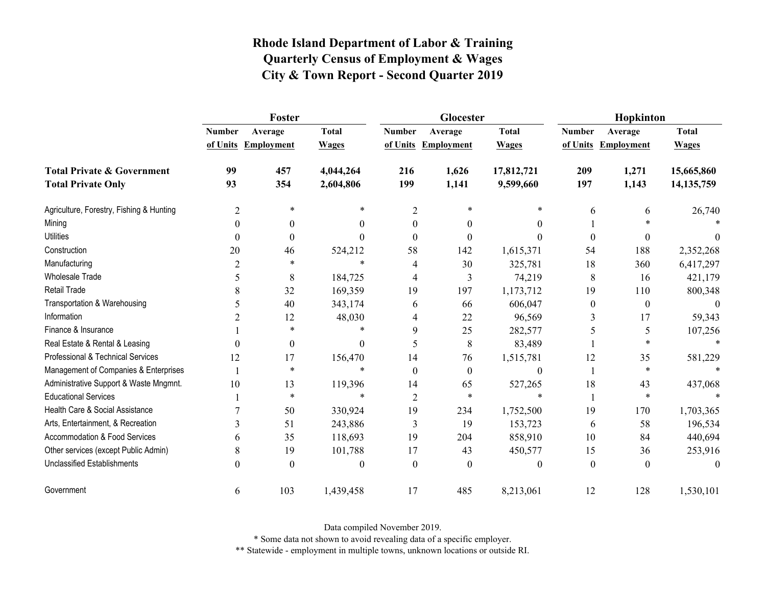# Rhode Island Department of Labor & Training
## Quarterly Census of Employment & Wages
## City & Town Report - Second Quarter 2019

| | Foster | | | Glocester | | | Hopkinton | | |
|---|---|---|---|---|---|---|---|---|---|
| | Number of Units | Average Employment | Total Wages | Number of Units | Average Employment | Total Wages | Number of Units | Average Employment | Total Wages |
| **Total Private & Government** | **99** | **457** | **4,044,264** | **216** | **1,626** | **17,812,721** | **209** | **1,271** | **15,665,860** |
| **Total Private Only** | **93** | **354** | **2,604,806** | **199** | **1,141** | **9,599,660** | **197** | **1,143** | **14,135,759** |
| Agriculture, Forestry, Fishing & Hunting | 2 | * | * | 2 | * | * | 6 | 6 | 26,740 |
| Mining | 0 | 0 | 0 | 0 | 0 | 0 | 1 | * | * |
| Utilities | 0 | 0 | 0 | 0 | 0 | 0 | 0 | 0 | 0 |
| Construction | 20 | 46 | 524,212 | 58 | 142 | 1,615,371 | 54 | 188 | 2,352,268 |
| Manufacturing | 2 | * | * | 4 | 30 | 325,781 | 18 | 360 | 6,417,297 |
| Wholesale Trade | 5 | 8 | 184,725 | 4 | 3 | 74,219 | 8 | 16 | 421,179 |
| Retail Trade | 8 | 32 | 169,359 | 19 | 197 | 1,173,712 | 19 | 110 | 800,348 |
| Transportation & Warehousing | 5 | 40 | 343,174 | 6 | 66 | 606,047 | 0 | 0 | 0 |
| Information | 2 | 12 | 48,030 | 4 | 22 | 96,569 | 3 | 17 | 59,343 |
| Finance & Insurance | 1 | * | * | 9 | 25 | 282,577 | 5 | 5 | 107,256 |
| Real Estate & Rental & Leasing | 0 | 0 | 0 | 5 | 8 | 83,489 | 1 | * | * |
| Professional & Technical Services | 12 | 17 | 156,470 | 14 | 76 | 1,515,781 | 12 | 35 | 581,229 |
| Management of Companies & Enterprises | 1 | * | * | 0 | 0 | 0 | 1 | * | * |
| Administrative Support & Waste Mngmnt. | 10 | 13 | 119,396 | 14 | 65 | 527,265 | 18 | 43 | 437,068 |
| Educational Services | 1 | * | * | 2 | * | * | 1 | * | * |
| Health Care & Social Assistance | 7 | 50 | 330,924 | 19 | 234 | 1,752,500 | 19 | 170 | 1,703,365 |
| Arts, Entertainment, & Recreation | 3 | 51 | 243,886 | 3 | 19 | 153,723 | 6 | 58 | 196,534 |
| Accommodation & Food Services | 6 | 35 | 118,693 | 19 | 204 | 858,910 | 10 | 84 | 440,694 |
| Other services (except Public Admin) | 8 | 19 | 101,788 | 17 | 43 | 450,577 | 15 | 36 | 253,916 |
| Unclassified Establishments | 0 | 0 | 0 | 0 | 0 | 0 | 0 | 0 | 0 |
| Government | 6 | 103 | 1,439,458 | 17 | 485 | 8,213,061 | 12 | 128 | 1,530,101 |

Data compiled November 2019.

* Some data not shown to avoid revealing data of a specific employer.

** Statewide - employment in multiple towns, unknown locations or outside RI.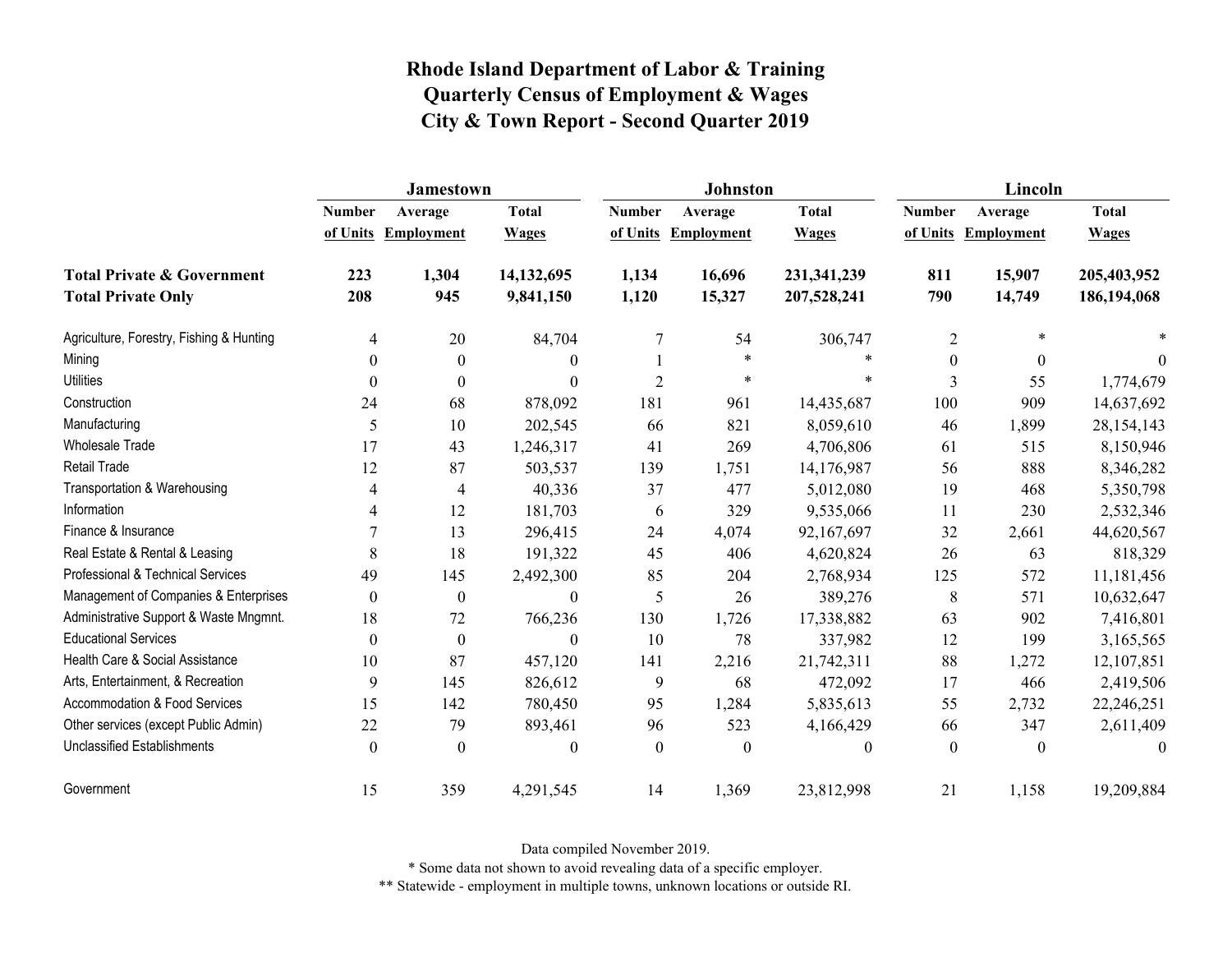# Rhode Island Department of Labor & Training
## Quarterly Census of Employment & Wages
## City & Town Report - Second Quarter 2019

| | Jamestown | | | Johnston | | | Lincoln | | |
|---|---|---|---|---|---|---|---|---|---|
| | Number of Units | Average Employment | Total Wages | Number of Units | Average Employment | Total Wages | Number of Units | Average Employment | Total Wages |
| **Total Private & Government** | **223** | **1,304** | **14,132,695** | **1,134** | **16,696** | **231,341,239** | **811** | **15,907** | **205,403,952** |
| **Total Private Only** | **208** | **945** | **9,841,150** | **1,120** | **15,327** | **207,528,241** | **790** | **14,749** | **186,194,068** |
| Agriculture, Forestry, Fishing & Hunting | 4 | 20 | 84,704 | 7 | 54 | 306,747 | 2 | * | * |
| Mining | 0 | 0 | 0 | 1 | * | * | 0 | 0 | 0 |
| Utilities | 0 | 0 | 0 | 2 | * | * | 3 | 55 | 1,774,679 |
| Construction | 24 | 68 | 878,092 | 181 | 961 | 14,435,687 | 100 | 909 | 14,637,692 |
| Manufacturing | 5 | 10 | 202,545 | 66 | 821 | 8,059,610 | 46 | 1,899 | 28,154,143 |
| Wholesale Trade | 17 | 43 | 1,246,317 | 41 | 269 | 4,706,806 | 61 | 515 | 8,150,946 |
| Retail Trade | 12 | 87 | 503,537 | 139 | 1,751 | 14,176,987 | 56 | 888 | 8,346,282 |
| Transportation & Warehousing | 4 | 4 | 40,336 | 37 | 477 | 5,012,080 | 19 | 468 | 5,350,798 |
| Information | 4 | 12 | 181,703 | 6 | 329 | 9,535,066 | 11 | 230 | 2,532,346 |
| Finance & Insurance | 7 | 13 | 296,415 | 24 | 4,074 | 92,167,697 | 32 | 2,661 | 44,620,567 |
| Real Estate & Rental & Leasing | 8 | 18 | 191,322 | 45 | 406 | 4,620,824 | 26 | 63 | 818,329 |
| Professional & Technical Services | 49 | 145 | 2,492,300 | 85 | 204 | 2,768,934 | 125 | 572 | 11,181,456 |
| Management of Companies & Enterprises | 0 | 0 | 0 | 5 | 26 | 389,276 | 8 | 571 | 10,632,647 |
| Administrative Support & Waste Mngmnt. | 18 | 72 | 766,236 | 130 | 1,726 | 17,338,882 | 63 | 902 | 7,416,801 |
| Educational Services | 0 | 0 | 0 | 10 | 78 | 337,982 | 12 | 199 | 3,165,565 |
| Health Care & Social Assistance | 10 | 87 | 457,120 | 141 | 2,216 | 21,742,311 | 88 | 1,272 | 12,107,851 |
| Arts, Entertainment, & Recreation | 9 | 145 | 826,612 | 9 | 68 | 472,092 | 17 | 466 | 2,419,506 |
| Accommodation & Food Services | 15 | 142 | 780,450 | 95 | 1,284 | 5,835,613 | 55 | 2,732 | 22,246,251 |
| Other services (except Public Admin) | 22 | 79 | 893,461 | 96 | 523 | 4,166,429 | 66 | 347 | 2,611,409 |
| Unclassified Establishments | 0 | 0 | 0 | 0 | 0 | 0 | 0 | 0 | 0 |
| Government | 15 | 359 | 4,291,545 | 14 | 1,369 | 23,812,998 | 21 | 1,158 | 19,209,884 |

Data compiled November 2019.

* Some data not shown to avoid revealing data of a specific employer.

** Statewide - employment in multiple towns, unknown locations or outside RI.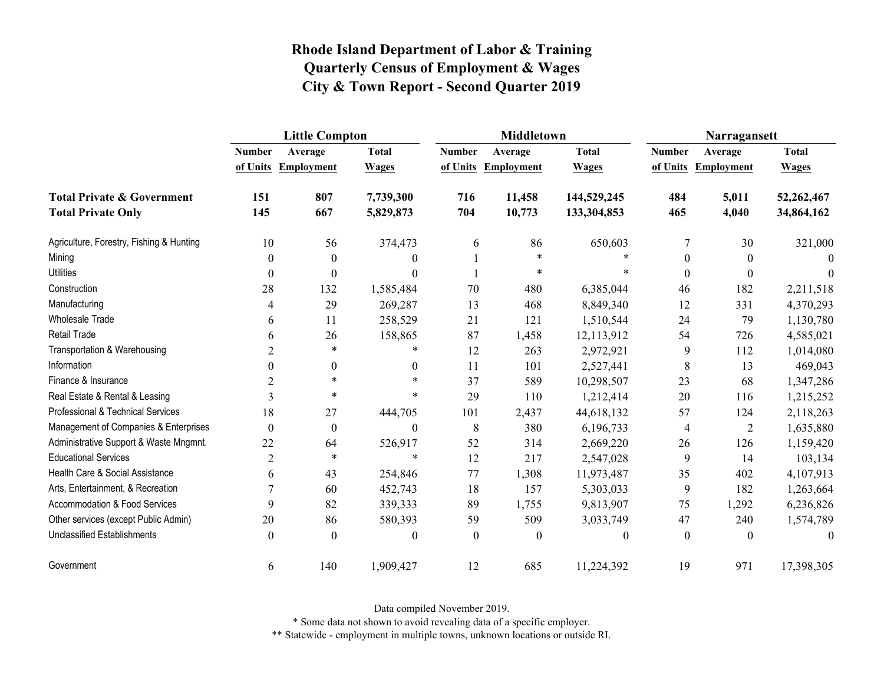# Rhode Island Department of Labor & Training
# Quarterly Census of Employment & Wages
# City & Town Report - Second Quarter 2019

| | Little Compton | | | Middletown | | | Narragansett | | |
|---|---|---|---|---|---|---|---|---|---|
| | Number of Units | Average Employment | Total Wages | Number of Units | Average Employment | Total Wages | Number of Units | Average Employment | Total Wages |
| **Total Private & Government** | **151** | **807** | **7,739,300** | **716** | **11,458** | **144,529,245** | **484** | **5,011** | **52,262,467** |
| **Total Private Only** | **145** | **667** | **5,829,873** | **704** | **10,773** | **133,304,853** | **465** | **4,040** | **34,864,162** |
| Agriculture, Forestry, Fishing & Hunting | 10 | 56 | 374,473 | 6 | 86 | 650,603 | 7 | 30 | 321,000 |
| Mining | 0 | 0 | 0 | 1 | * | * | 0 | 0 | 0 |
| Utilities | 0 | 0 | 0 | 1 | * | * | 0 | 0 | 0 |
| Construction | 28 | 132 | 1,585,484 | 70 | 480 | 6,385,044 | 46 | 182 | 2,211,518 |
| Manufacturing | 4 | 29 | 269,287 | 13 | 468 | 8,849,340 | 12 | 331 | 4,370,293 |
| Wholesale Trade | 6 | 11 | 258,529 | 21 | 121 | 1,510,544 | 24 | 79 | 1,130,780 |
| Retail Trade | 6 | 26 | 158,865 | 87 | 1,458 | 12,113,912 | 54 | 726 | 4,585,021 |
| Transportation & Warehousing | 2 | * | * | 12 | 263 | 2,972,921 | 9 | 112 | 1,014,080 |
| Information | 0 | 0 | 0 | 11 | 101 | 2,527,441 | 8 | 13 | 469,043 |
| Finance & Insurance | 2 | * | * | 37 | 589 | 10,298,507 | 23 | 68 | 1,347,286 |
| Real Estate & Rental & Leasing | 3 | * | * | 29 | 110 | 1,212,414 | 20 | 116 | 1,215,252 |
| Professional & Technical Services | 18 | 27 | 444,705 | 101 | 2,437 | 44,618,132 | 57 | 124 | 2,118,263 |
| Management of Companies & Enterprises | 0 | 0 | 0 | 8 | 380 | 6,196,733 | 4 | 2 | 1,635,880 |
| Administrative Support & Waste Mngmnt. | 22 | 64 | 526,917 | 52 | 314 | 2,669,220 | 26 | 126 | 1,159,420 |
| Educational Services | 2 | * | * | 12 | 217 | 2,547,028 | 9 | 14 | 103,134 |
| Health Care & Social Assistance | 6 | 43 | 254,846 | 77 | 1,308 | 11,973,487 | 35 | 402 | 4,107,913 |
| Arts, Entertainment, & Recreation | 7 | 60 | 452,743 | 18 | 157 | 5,303,033 | 9 | 182 | 1,263,664 |
| Accommodation & Food Services | 9 | 82 | 339,333 | 89 | 1,755 | 9,813,907 | 75 | 1,292 | 6,236,826 |
| Other services (except Public Admin) | 20 | 86 | 580,393 | 59 | 509 | 3,033,749 | 47 | 240 | 1,574,789 |
| Unclassified Establishments | 0 | 0 | 0 | 0 | 0 | 0 | 0 | 0 | 0 |
| Government | 6 | 140 | 1,909,427 | 12 | 685 | 11,224,392 | 19 | 971 | 17,398,305 |

Data compiled November 2019.

* Some data not shown to avoid revealing data of a specific employer.

** Statewide - employment in multiple towns, unknown locations or outside RI.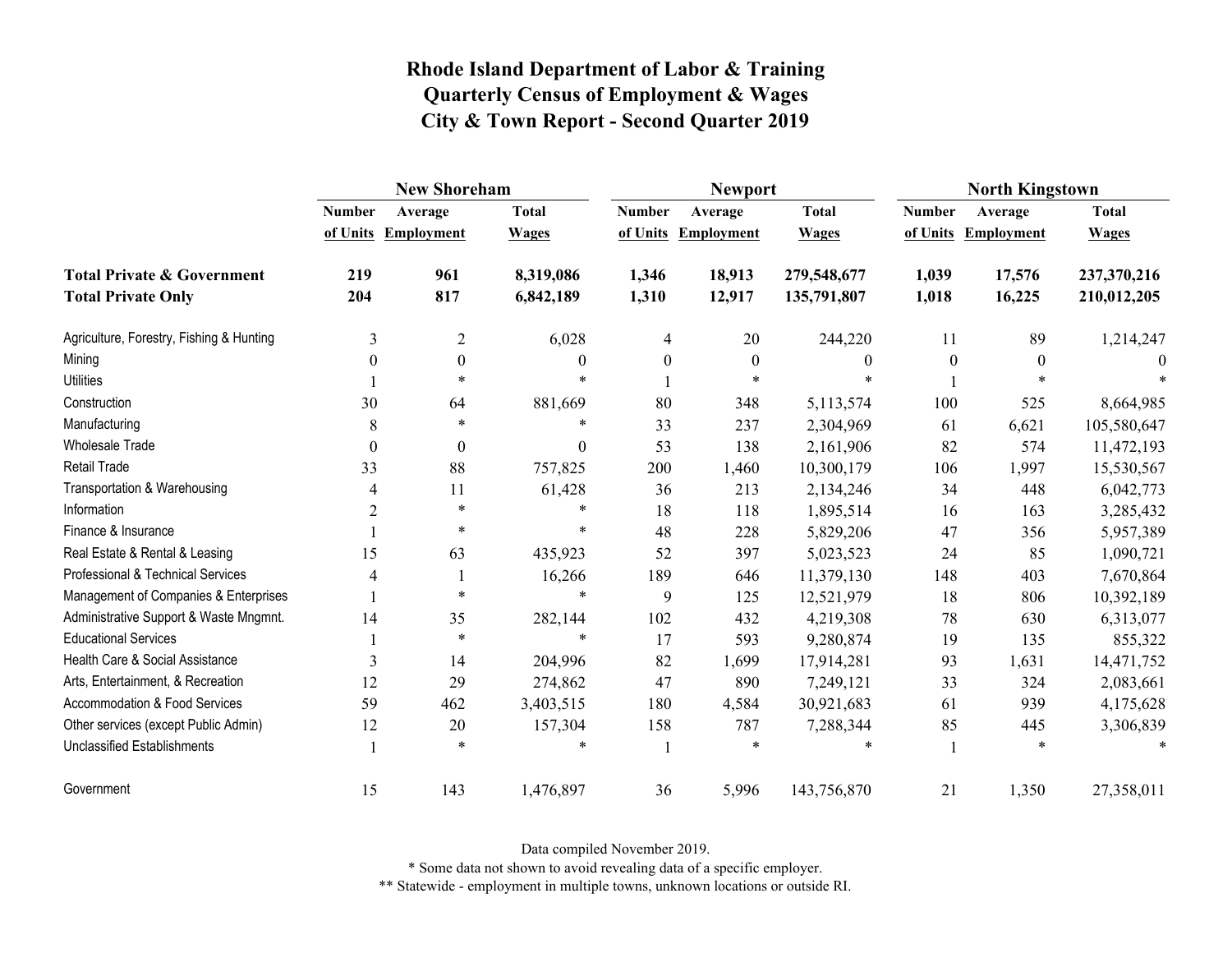# Rhode Island Department of Labor & Training
# Quarterly Census of Employment & Wages
# City & Town Report - Second Quarter 2019

| | New Shoreham | | | Newport | | | North Kingstown | | |
|---|---|---|---|---|---|---|---|---|---|
| | Number of Units | Average Employment | Total Wages | Number of Units | Average Employment | Total Wages | Number of Units | Average Employment | Total Wages |
| **Total Private & Government** | **219** | **961** | **8,319,086** | **1,346** | **18,913** | **279,548,677** | **1,039** | **17,576** | **237,370,216** |
| **Total Private Only** | **204** | **817** | **6,842,189** | **1,310** | **12,917** | **135,791,807** | **1,018** | **16,225** | **210,012,205** |
| Agriculture, Forestry, Fishing & Hunting | 3 | 2 | 6,028 | 4 | 20 | 244,220 | 11 | 89 | 1,214,247 |
| Mining | 0 | 0 | 0 | 0 | 0 | 0 | 0 | 0 | 0 |
| Utilities | 1 | * | * | 1 | * | * | 1 | * | * |
| Construction | 30 | 64 | 881,669 | 80 | 348 | 5,113,574 | 100 | 525 | 8,664,985 |
| Manufacturing | 8 | * | * | 33 | 237 | 2,304,969 | 61 | 6,621 | 105,580,647 |
| Wholesale Trade | 0 | 0 | 0 | 53 | 138 | 2,161,906 | 82 | 574 | 11,472,193 |
| Retail Trade | 33 | 88 | 757,825 | 200 | 1,460 | 10,300,179 | 106 | 1,997 | 15,530,567 |
| Transportation & Warehousing | 4 | 11 | 61,428 | 36 | 213 | 2,134,246 | 34 | 448 | 6,042,773 |
| Information | 2 | * | * | 18 | 118 | 1,895,514 | 16 | 163 | 3,285,432 |
| Finance & Insurance | 1 | * | * | 48 | 228 | 5,829,206 | 47 | 356 | 5,957,389 |
| Real Estate & Rental & Leasing | 15 | 63 | 435,923 | 52 | 397 | 5,023,523 | 24 | 85 | 1,090,721 |
| Professional & Technical Services | 4 | 1 | 16,266 | 189 | 646 | 11,379,130 | 148 | 403 | 7,670,864 |
| Management of Companies & Enterprises | 1 | * | * | 9 | 125 | 12,521,979 | 18 | 806 | 10,392,189 |
| Administrative Support & Waste Mngmnt. | 14 | 35 | 282,144 | 102 | 432 | 4,219,308 | 78 | 630 | 6,313,077 |
| Educational Services | 1 | * | * | 17 | 593 | 9,280,874 | 19 | 135 | 855,322 |
| Health Care & Social Assistance | 3 | 14 | 204,996 | 82 | 1,699 | 17,914,281 | 93 | 1,631 | 14,471,752 |
| Arts, Entertainment, & Recreation | 12 | 29 | 274,862 | 47 | 890 | 7,249,121 | 33 | 324 | 2,083,661 |
| Accommodation & Food Services | 59 | 462 | 3,403,515 | 180 | 4,584 | 30,921,683 | 61 | 939 | 4,175,628 |
| Other services (except Public Admin) | 12 | 20 | 157,304 | 158 | 787 | 7,288,344 | 85 | 445 | 3,306,839 |
| Unclassified Establishments | 1 | * | * | 1 | * | * | 1 | * | * |
| Government | 15 | 143 | 1,476,897 | 36 | 5,996 | 143,756,870 | 21 | 1,350 | 27,358,011 |

Data compiled November 2019.

* Some data not shown to avoid revealing data of a specific employer.

** Statewide - employment in multiple towns, unknown locations or outside RI.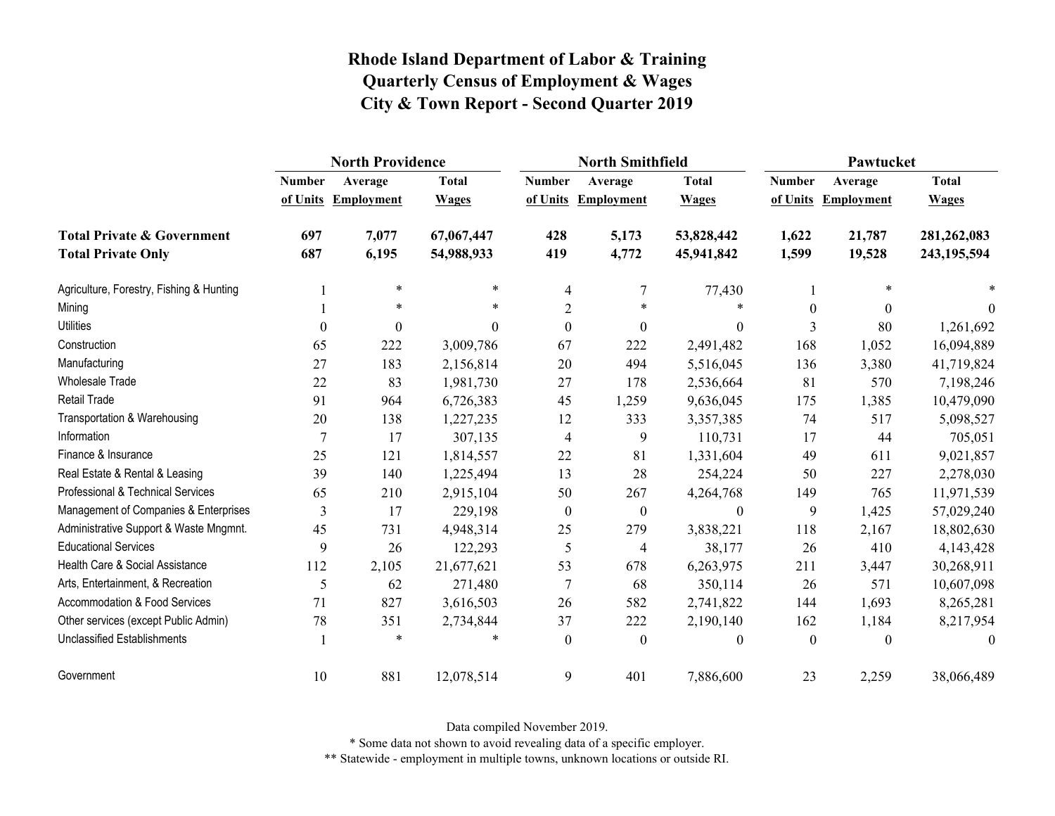# Rhode Island Department of Labor & Training
## Quarterly Census of Employment & Wages
## City & Town Report - Second Quarter 2019

| | North Providence | | | North Smithfield | | | Pawtucket | | |
|---|---|---|---|---|---|---|---|---|---|
| | Number of Units | Average Employment | Total Wages | Number of Units | Average Employment | Total Wages | Number of Units | Average Employment | Total Wages |
| **Total Private & Government** | **697** | **7,077** | **67,067,447** | **428** | **5,173** | **53,828,442** | **1,622** | **21,787** | **281,262,083** |
| **Total Private Only** | **687** | **6,195** | **54,988,933** | **419** | **4,772** | **45,941,842** | **1,599** | **19,528** | **243,195,594** |
| Agriculture, Forestry, Fishing & Hunting | 1 | * | * | 4 | 7 | 77,430 | 1 | * | * |
| Mining | 1 | * | * | 2 | * | * | 0 | 0 | 0 |
| Utilities | 0 | 0 | 0 | 0 | 0 | 0 | 3 | 80 | 1,261,692 |
| Construction | 65 | 222 | 3,009,786 | 67 | 222 | 2,491,482 | 168 | 1,052 | 16,094,889 |
| Manufacturing | 27 | 183 | 2,156,814 | 20 | 494 | 5,516,045 | 136 | 3,380 | 41,719,824 |
| Wholesale Trade | 22 | 83 | 1,981,730 | 27 | 178 | 2,536,664 | 81 | 570 | 7,198,246 |
| Retail Trade | 91 | 964 | 6,726,383 | 45 | 1,259 | 9,636,045 | 175 | 1,385 | 10,479,090 |
| Transportation & Warehousing | 20 | 138 | 1,227,235 | 12 | 333 | 3,357,385 | 74 | 517 | 5,098,527 |
| Information | 7 | 17 | 307,135 | 4 | 9 | 110,731 | 17 | 44 | 705,051 |
| Finance & Insurance | 25 | 121 | 1,814,557 | 22 | 81 | 1,331,604 | 49 | 611 | 9,021,857 |
| Real Estate & Rental & Leasing | 39 | 140 | 1,225,494 | 13 | 28 | 254,224 | 50 | 227 | 2,278,030 |
| Professional & Technical Services | 65 | 210 | 2,915,104 | 50 | 267 | 4,264,768 | 149 | 765 | 11,971,539 |
| Management of Companies & Enterprises | 3 | 17 | 229,198 | 0 | 0 | 0 | 9 | 1,425 | 57,029,240 |
| Administrative Support & Waste Mngmnt. | 45 | 731 | 4,948,314 | 25 | 279 | 3,838,221 | 118 | 2,167 | 18,802,630 |
| Educational Services | 9 | 26 | 122,293 | 5 | 4 | 38,177 | 26 | 410 | 4,143,428 |
| Health Care & Social Assistance | 112 | 2,105 | 21,677,621 | 53 | 678 | 6,263,975 | 211 | 3,447 | 30,268,911 |
| Arts, Entertainment, & Recreation | 5 | 62 | 271,480 | 7 | 68 | 350,114 | 26 | 571 | 10,607,098 |
| Accommodation & Food Services | 71 | 827 | 3,616,503 | 26 | 582 | 2,741,822 | 144 | 1,693 | 8,265,281 |
| Other services (except Public Admin) | 78 | 351 | 2,734,844 | 37 | 222 | 2,190,140 | 162 | 1,184 | 8,217,954 |
| Unclassified Establishments | 1 | * | * | 0 | 0 | 0 | 0 | 0 | 0 |
| Government | 10 | 881 | 12,078,514 | 9 | 401 | 7,886,600 | 23 | 2,259 | 38,066,489 |

Data compiled November 2019.

* Some data not shown to avoid revealing data of a specific employer.

** Statewide - employment in multiple towns, unknown locations or outside RI.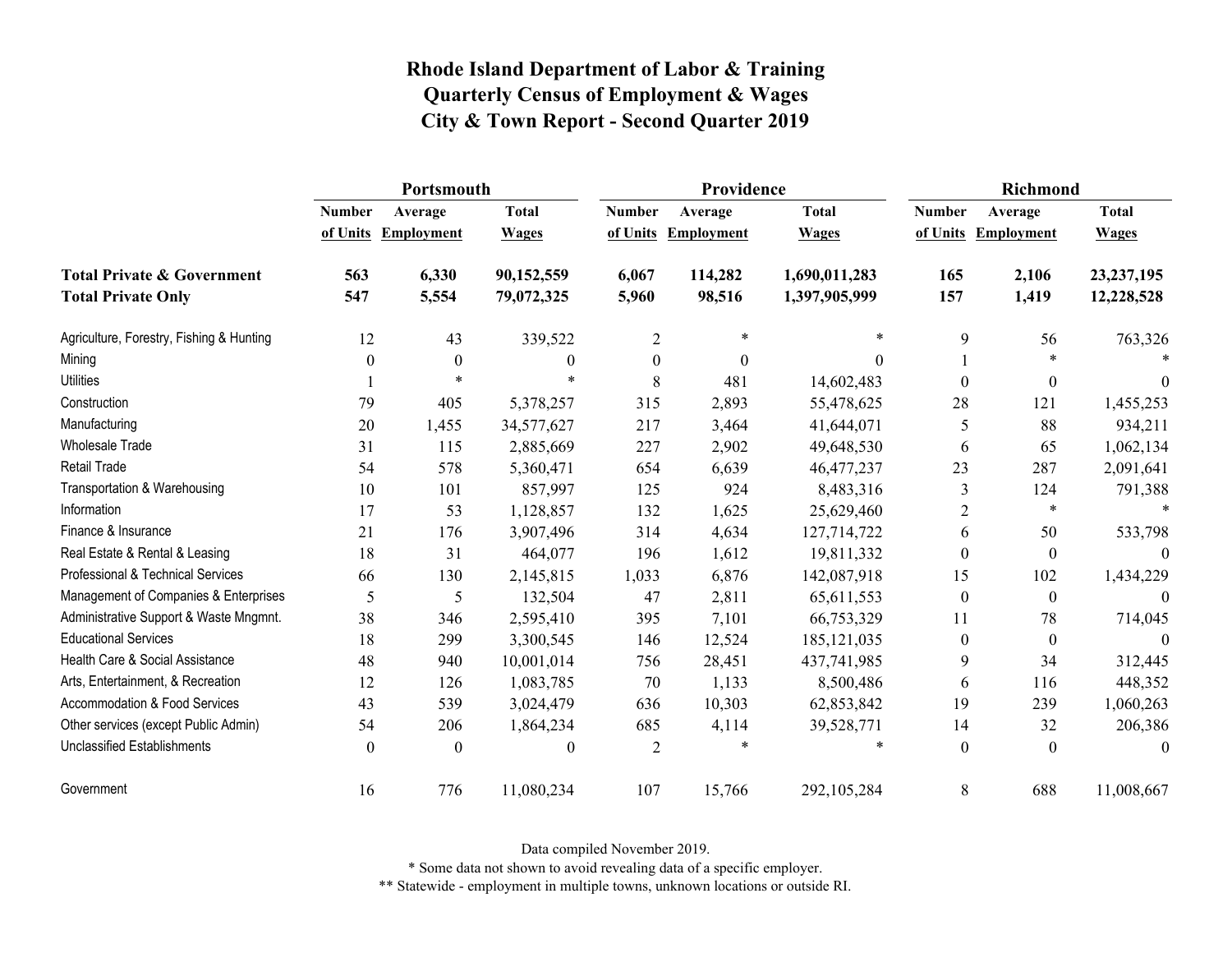# Rhode Island Department of Labor & Training
# Quarterly Census of Employment & Wages
# City & Town Report - Second Quarter 2019

| | Portsmouth | | | Providence | | | Richmond | | |
|---|---|---|---|---|---|---|---|---|---|
| | Number of Units | Average Employment | Total Wages | Number of Units | Average Employment | Total Wages | Number of Units | Average Employment | Total Wages |
| **Total Private & Government** | **563** | **6,330** | **90,152,559** | **6,067** | **114,282** | **1,690,011,283** | **165** | **2,106** | **23,237,195** |
| **Total Private Only** | **547** | **5,554** | **79,072,325** | **5,960** | **98,516** | **1,397,905,999** | **157** | **1,419** | **12,228,528** |
| Agriculture, Forestry, Fishing & Hunting | 12 | 43 | 339,522 | 2 | * | * | 9 | 56 | 763,326 |
| Mining | 0 | 0 | 0 | 0 | 0 | 0 | 1 | * | * |
| Utilities | 1 | * | * | 8 | 481 | 14,602,483 | 0 | 0 | 0 |
| Construction | 79 | 405 | 5,378,257 | 315 | 2,893 | 55,478,625 | 28 | 121 | 1,455,253 |
| Manufacturing | 20 | 1,455 | 34,577,627 | 217 | 3,464 | 41,644,071 | 5 | 88 | 934,211 |
| Wholesale Trade | 31 | 115 | 2,885,669 | 227 | 2,902 | 49,648,530 | 6 | 65 | 1,062,134 |
| Retail Trade | 54 | 578 | 5,360,471 | 654 | 6,639 | 46,477,237 | 23 | 287 | 2,091,641 |
| Transportation & Warehousing | 10 | 101 | 857,997 | 125 | 924 | 8,483,316 | 3 | 124 | 791,388 |
| Information | 17 | 53 | 1,128,857 | 132 | 1,625 | 25,629,460 | 2 | * | * |
| Finance & Insurance | 21 | 176 | 3,907,496 | 314 | 4,634 | 127,714,722 | 6 | 50 | 533,798 |
| Real Estate & Rental & Leasing | 18 | 31 | 464,077 | 196 | 1,612 | 19,811,332 | 0 | 0 | 0 |
| Professional & Technical Services | 66 | 130 | 2,145,815 | 1,033 | 6,876 | 142,087,918 | 15 | 102 | 1,434,229 |
| Management of Companies & Enterprises | 5 | 5 | 132,504 | 47 | 2,811 | 65,611,553 | 0 | 0 | 0 |
| Administrative Support & Waste Mngmnt. | 38 | 346 | 2,595,410 | 395 | 7,101 | 66,753,329 | 11 | 78 | 714,045 |
| Educational Services | 18 | 299 | 3,300,545 | 146 | 12,524 | 185,121,035 | 0 | 0 | 0 |
| Health Care & Social Assistance | 48 | 940 | 10,001,014 | 756 | 28,451 | 437,741,985 | 9 | 34 | 312,445 |
| Arts, Entertainment, & Recreation | 12 | 126 | 1,083,785 | 70 | 1,133 | 8,500,486 | 6 | 116 | 448,352 |
| Accommodation & Food Services | 43 | 539 | 3,024,479 | 636 | 10,303 | 62,853,842 | 19 | 239 | 1,060,263 |
| Other services (except Public Admin) | 54 | 206 | 1,864,234 | 685 | 4,114 | 39,528,771 | 14 | 32 | 206,386 |
| Unclassified Establishments | 0 | 0 | 0 | 2 | * | * | 0 | 0 | 0 |
| Government | 16 | 776 | 11,080,234 | 107 | 15,766 | 292,105,284 | 8 | 688 | 11,008,667 |

Data compiled November 2019.

* Some data not shown to avoid revealing data of a specific employer.

** Statewide - employment in multiple towns, unknown locations or outside RI.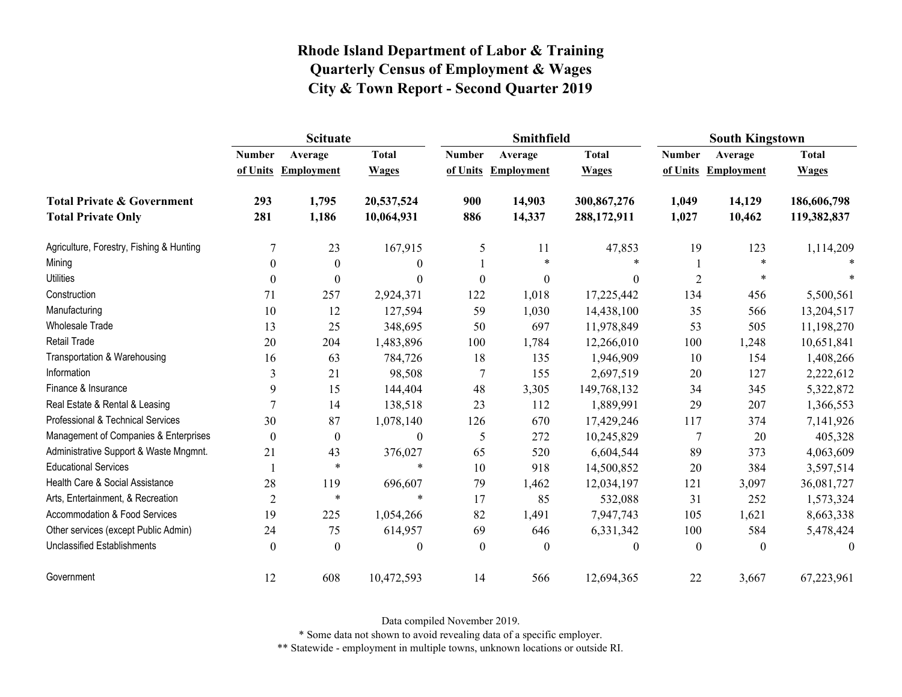# Rhode Island Department of Labor & Training
## Quarterly Census of Employment & Wages
## City & Town Report - Second Quarter 2019

| | Scituate | | | Smithfield | | | South Kingstown | | |
|---|---|---|---|---|---|---|---|---|---|
| | Number of Units | Average Employment | Total Wages | Number of Units | Average Employment | Total Wages | Number of Units | Average Employment | Total Wages |
| **Total Private & Government** | **293** | **1,795** | **20,537,524** | **900** | **14,903** | **300,867,276** | **1,049** | **14,129** | **186,606,798** |
| **Total Private Only** | **281** | **1,186** | **10,064,931** | **886** | **14,337** | **288,172,911** | **1,027** | **10,462** | **119,382,837** |
| Agriculture, Forestry, Fishing & Hunting | 7 | 23 | 167,915 | 5 | 11 | 47,853 | 19 | 123 | 1,114,209 |
| Mining | 0 | 0 | 0 | 1 | * | * | 1 | * | * |
| Utilities | 0 | 0 | 0 | 0 | 0 | 0 | 2 | * | * |
| Construction | 71 | 257 | 2,924,371 | 122 | 1,018 | 17,225,442 | 134 | 456 | 5,500,561 |
| Manufacturing | 10 | 12 | 127,594 | 59 | 1,030 | 14,438,100 | 35 | 566 | 13,204,517 |
| Wholesale Trade | 13 | 25 | 348,695 | 50 | 697 | 11,978,849 | 53 | 505 | 11,198,270 |
| Retail Trade | 20 | 204 | 1,483,896 | 100 | 1,784 | 12,266,010 | 100 | 1,248 | 10,651,841 |
| Transportation & Warehousing | 16 | 63 | 784,726 | 18 | 135 | 1,946,909 | 10 | 154 | 1,408,266 |
| Information | 3 | 21 | 98,508 | 7 | 155 | 2,697,519 | 20 | 127 | 2,222,612 |
| Finance & Insurance | 9 | 15 | 144,404 | 48 | 3,305 | 149,768,132 | 34 | 345 | 5,322,872 |
| Real Estate & Rental & Leasing | 7 | 14 | 138,518 | 23 | 112 | 1,889,991 | 29 | 207 | 1,366,553 |
| Professional & Technical Services | 30 | 87 | 1,078,140 | 126 | 670 | 17,429,246 | 117 | 374 | 7,141,926 |
| Management of Companies & Enterprises | 0 | 0 | 0 | 5 | 272 | 10,245,829 | 7 | 20 | 405,328 |
| Administrative Support & Waste Mngmnt. | 21 | 43 | 376,027 | 65 | 520 | 6,604,544 | 89 | 373 | 4,063,609 |
| Educational Services | 1 | * | * | 10 | 918 | 14,500,852 | 20 | 384 | 3,597,514 |
| Health Care & Social Assistance | 28 | 119 | 696,607 | 79 | 1,462 | 12,034,197 | 121 | 3,097 | 36,081,727 |
| Arts, Entertainment, & Recreation | 2 | * | * | 17 | 85 | 532,088 | 31 | 252 | 1,573,324 |
| Accommodation & Food Services | 19 | 225 | 1,054,266 | 82 | 1,491 | 7,947,743 | 105 | 1,621 | 8,663,338 |
| Other services (except Public Admin) | 24 | 75 | 614,957 | 69 | 646 | 6,331,342 | 100 | 584 | 5,478,424 |
| Unclassified Establishments | 0 | 0 | 0 | 0 | 0 | 0 | 0 | 0 | 0 |
| Government | 12 | 608 | 10,472,593 | 14 | 566 | 12,694,365 | 22 | 3,667 | 67,223,961 |

Data compiled November 2019.

* Some data not shown to avoid revealing data of a specific employer.

** Statewide - employment in multiple towns, unknown locations or outside RI.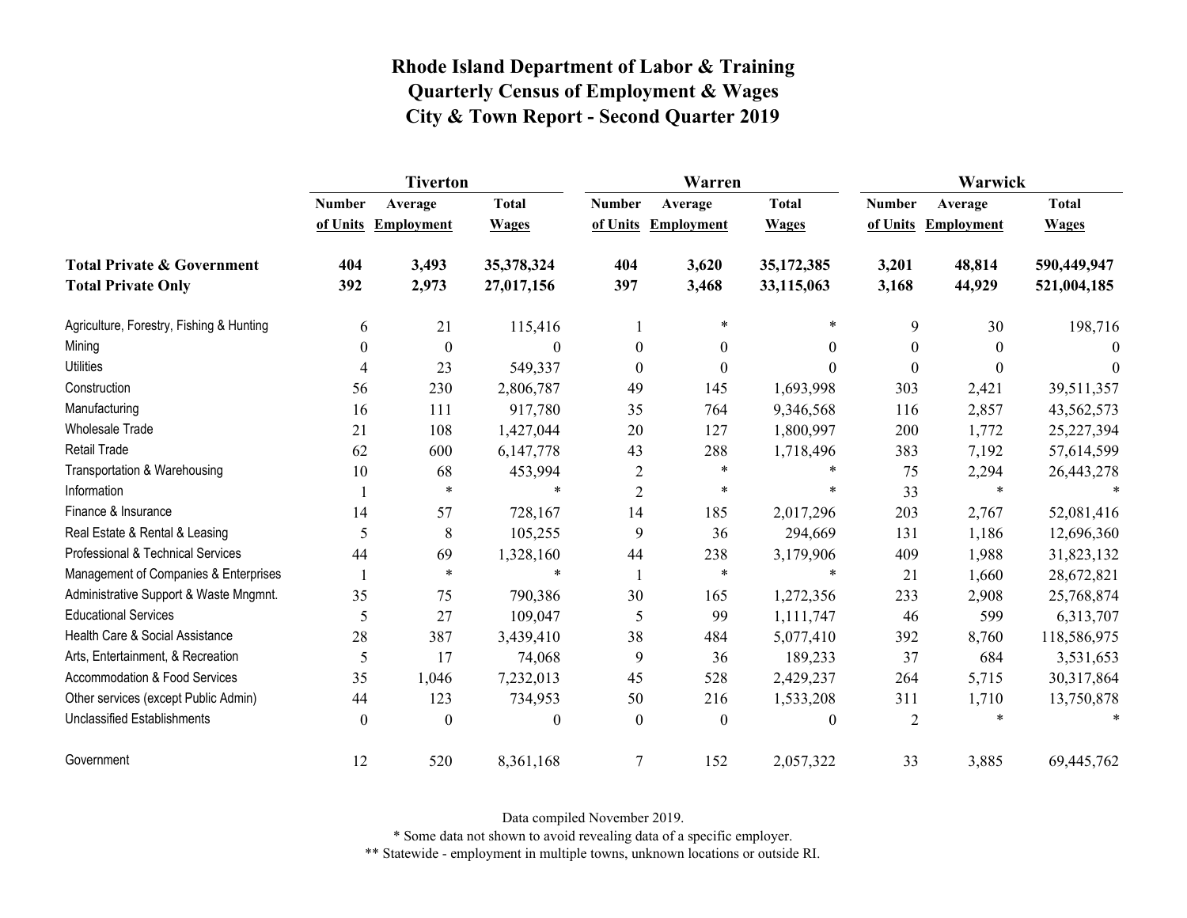# Rhode Island Department of Labor & Training
## Quarterly Census of Employment & Wages
## City & Town Report - Second Quarter 2019

| | Tiverton | | | Warren | | | Warwick | | |
|---|---|---|---|---|---|---|---|---|---|
| | Number of Units | Average Employment | Total Wages | Number of Units | Average Employment | Total Wages | Number of Units | Average Employment | Total Wages |
| **Total Private & Government** | **404** | **3,493** | **35,378,324** | **404** | **3,620** | **35,172,385** | **3,201** | **48,814** | **590,449,947** |
| **Total Private Only** | **392** | **2,973** | **27,017,156** | **397** | **3,468** | **33,115,063** | **3,168** | **44,929** | **521,004,185** |
| Agriculture, Forestry, Fishing & Hunting | 6 | 21 | 115,416 | 1 | * | * | 9 | 30 | 198,716 |
| Mining | 0 | 0 | 0 | 0 | 0 | 0 | 0 | 0 | 0 |
| Utilities | 4 | 23 | 549,337 | 0 | 0 | 0 | 0 | 0 | 0 |
| Construction | 56 | 230 | 2,806,787 | 49 | 145 | 1,693,998 | 303 | 2,421 | 39,511,357 |
| Manufacturing | 16 | 111 | 917,780 | 35 | 764 | 9,346,568 | 116 | 2,857 | 43,562,573 |
| Wholesale Trade | 21 | 108 | 1,427,044 | 20 | 127 | 1,800,997 | 200 | 1,772 | 25,227,394 |
| Retail Trade | 62 | 600 | 6,147,778 | 43 | 288 | 1,718,496 | 383 | 7,192 | 57,614,599 |
| Transportation & Warehousing | 10 | 68 | 453,994 | 2 | * | * | 75 | 2,294 | 26,443,278 |
| Information | 1 | * | * | 2 | * | * | 33 | * | * |
| Finance & Insurance | 14 | 57 | 728,167 | 14 | 185 | 2,017,296 | 203 | 2,767 | 52,081,416 |
| Real Estate & Rental & Leasing | 5 | 8 | 105,255 | 9 | 36 | 294,669 | 131 | 1,186 | 12,696,360 |
| Professional & Technical Services | 44 | 69 | 1,328,160 | 44 | 238 | 3,179,906 | 409 | 1,988 | 31,823,132 |
| Management of Companies & Enterprises | 1 | * | * | 1 | * | * | 21 | 1,660 | 28,672,821 |
| Administrative Support & Waste Mngmnt. | 35 | 75 | 790,386 | 30 | 165 | 1,272,356 | 233 | 2,908 | 25,768,874 |
| Educational Services | 5 | 27 | 109,047 | 5 | 99 | 1,111,747 | 46 | 599 | 6,313,707 |
| Health Care & Social Assistance | 28 | 387 | 3,439,410 | 38 | 484 | 5,077,410 | 392 | 8,760 | 118,586,975 |
| Arts, Entertainment, & Recreation | 5 | 17 | 74,068 | 9 | 36 | 189,233 | 37 | 684 | 3,531,653 |
| Accommodation & Food Services | 35 | 1,046 | 7,232,013 | 45 | 528 | 2,429,237 | 264 | 5,715 | 30,317,864 |
| Other services (except Public Admin) | 44 | 123 | 734,953 | 50 | 216 | 1,533,208 | 311 | 1,710 | 13,750,878 |
| Unclassified Establishments | 0 | 0 | 0 | 0 | 0 | 0 | 2 | * | * |
| Government | 12 | 520 | 8,361,168 | 7 | 152 | 2,057,322 | 33 | 3,885 | 69,445,762 |

Data compiled November 2019.

* Some data not shown to avoid revealing data of a specific employer.

** Statewide - employment in multiple towns, unknown locations or outside RI.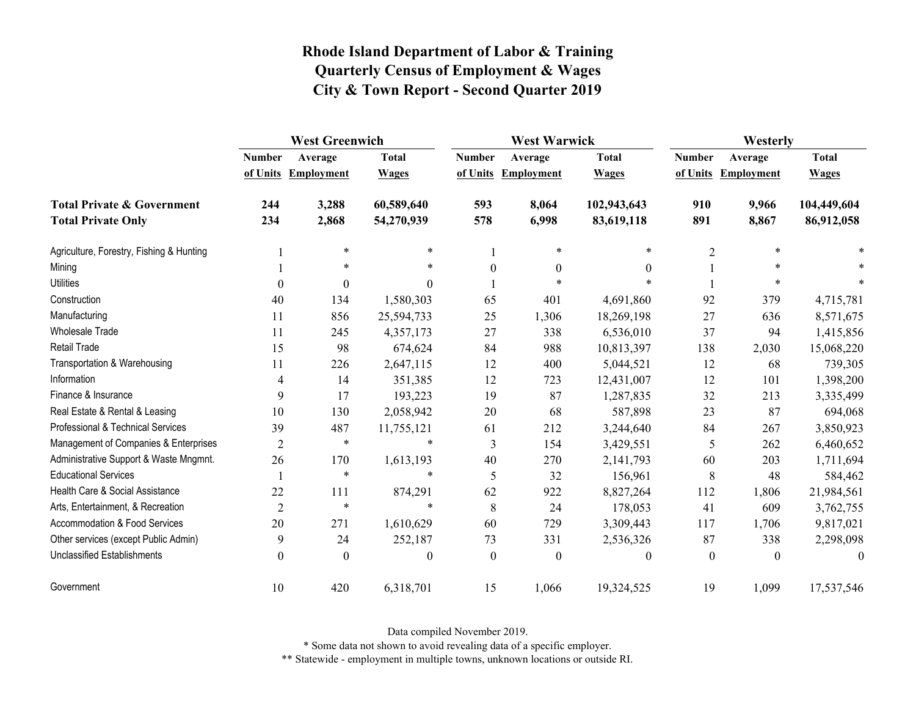# Rhode Island Department of Labor & Training
# Quarterly Census of Employment & Wages
# City & Town Report - Second Quarter 2019

| | West Greenwich | | | West Warwick | | | Westerly | | |
|---|---|---|---|---|---|---|---|---|---|
| | Number of Units | Average Employment | Total Wages | Number of Units | Average Employment | Total Wages | Number of Units | Average Employment | Total Wages |
| **Total Private & Government** | **244** | **3,288** | **60,589,640** | **593** | **8,064** | **102,943,643** | **910** | **9,966** | **104,449,604** |
| **Total Private Only** | **234** | **2,868** | **54,270,939** | **578** | **6,998** | **83,619,118** | **891** | **8,867** | **86,912,058** |
| Agriculture, Forestry, Fishing & Hunting | 1 | * | * | 1 | * | * | 2 | * | * |
| Mining | 1 | * | * | 0 | 0 | 0 | 1 | * | * |
| Utilities | 0 | 0 | 0 | 1 | * | * | 1 | * | * |
| Construction | 40 | 134 | 1,580,303 | 65 | 401 | 4,691,860 | 92 | 379 | 4,715,781 |
| Manufacturing | 11 | 856 | 25,594,733 | 25 | 1,306 | 18,269,198 | 27 | 636 | 8,571,675 |
| Wholesale Trade | 11 | 245 | 4,357,173 | 27 | 338 | 6,536,010 | 37 | 94 | 1,415,856 |
| Retail Trade | 15 | 98 | 674,624 | 84 | 988 | 10,813,397 | 138 | 2,030 | 15,068,220 |
| Transportation & Warehousing | 11 | 226 | 2,647,115 | 12 | 400 | 5,044,521 | 12 | 68 | 739,305 |
| Information | 4 | 14 | 351,385 | 12 | 723 | 12,431,007 | 12 | 101 | 1,398,200 |
| Finance & Insurance | 9 | 17 | 193,223 | 19 | 87 | 1,287,835 | 32 | 213 | 3,335,499 |
| Real Estate & Rental & Leasing | 10 | 130 | 2,058,942 | 20 | 68 | 587,898 | 23 | 87 | 694,068 |
| Professional & Technical Services | 39 | 487 | 11,755,121 | 61 | 212 | 3,244,640 | 84 | 267 | 3,850,923 |
| Management of Companies & Enterprises | 2 | * | * | 3 | 154 | 3,429,551 | 5 | 262 | 6,460,652 |
| Administrative Support & Waste Mngmnt. | 26 | 170 | 1,613,193 | 40 | 270 | 2,141,793 | 60 | 203 | 1,711,694 |
| Educational Services | 1 | * | * | 5 | 32 | 156,961 | 8 | 48 | 584,462 |
| Health Care & Social Assistance | 22 | 111 | 874,291 | 62 | 922 | 8,827,264 | 112 | 1,806 | 21,984,561 |
| Arts, Entertainment, & Recreation | 2 | * | * | 8 | 24 | 178,053 | 41 | 609 | 3,762,755 |
| Accommodation & Food Services | 20 | 271 | 1,610,629 | 60 | 729 | 3,309,443 | 117 | 1,706 | 9,817,021 |
| Other services (except Public Admin) | 9 | 24 | 252,187 | 73 | 331 | 2,536,326 | 87 | 338 | 2,298,098 |
| Unclassified Establishments | 0 | 0 | 0 | 0 | 0 | 0 | 0 | 0 | 0 |
| Government | 10 | 420 | 6,318,701 | 15 | 1,066 | 19,324,525 | 19 | 1,099 | 17,537,546 |

Data compiled November 2019.

* Some data not shown to avoid revealing data of a specific employer.

** Statewide - employment in multiple towns, unknown locations or outside RI.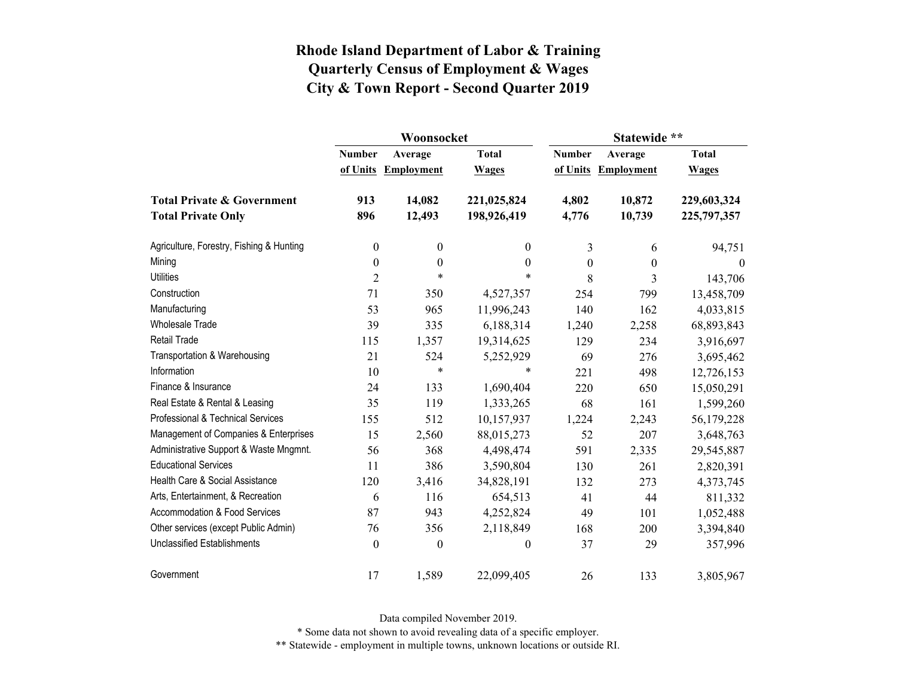# Rhode Island Department of Labor & Training
# Quarterly Census of Employment & Wages
# City & Town Report - Second Quarter 2019

| | Woonsocket | | | Statewide ** | | |
|---|---|---|---|---|---|---|
| | Number of Units | Average Employment | Total Wages | Number of Units | Average Employment | Total Wages |
| **Total Private & Government** | **913** | **14,082** | **221,025,824** | **4,802** | **10,872** | **229,603,324** |
| **Total Private Only** | **896** | **12,493** | **198,926,419** | **4,776** | **10,739** | **225,797,357** |
| Agriculture, Forestry, Fishing & Hunting | 0 | 0 | 0 | 3 | 6 | 94,751 |
| Mining | 0 | 0 | 0 | 0 | 0 | 0 |
| Utilities | 2 | * | * | 8 | 3 | 143,706 |
| Construction | 71 | 350 | 4,527,357 | 254 | 799 | 13,458,709 |
| Manufacturing | 53 | 965 | 11,996,243 | 140 | 162 | 4,033,815 |
| Wholesale Trade | 39 | 335 | 6,188,314 | 1,240 | 2,258 | 68,893,843 |
| Retail Trade | 115 | 1,357 | 19,314,625 | 129 | 234 | 3,916,697 |
| Transportation & Warehousing | 21 | 524 | 5,252,929 | 69 | 276 | 3,695,462 |
| Information | 10 | * | * | 221 | 498 | 12,726,153 |
| Finance & Insurance | 24 | 133 | 1,690,404 | 220 | 650 | 15,050,291 |
| Real Estate & Rental & Leasing | 35 | 119 | 1,333,265 | 68 | 161 | 1,599,260 |
| Professional & Technical Services | 155 | 512 | 10,157,937 | 1,224 | 2,243 | 56,179,228 |
| Management of Companies & Enterprises | 15 | 2,560 | 88,015,273 | 52 | 207 | 3,648,763 |
| Administrative Support & Waste Mngmnt. | 56 | 368 | 4,498,474 | 591 | 2,335 | 29,545,887 |
| Educational Services | 11 | 386 | 3,590,804 | 130 | 261 | 2,820,391 |
| Health Care & Social Assistance | 120 | 3,416 | 34,828,191 | 132 | 273 | 4,373,745 |
| Arts, Entertainment, & Recreation | 6 | 116 | 654,513 | 41 | 44 | 811,332 |
| Accommodation & Food Services | 87 | 943 | 4,252,824 | 49 | 101 | 1,052,488 |
| Other services (except Public Admin) | 76 | 356 | 2,118,849 | 168 | 200 | 3,394,840 |
| Unclassified Establishments | 0 | 0 | 0 | 37 | 29 | 357,996 |
| Government | 17 | 1,589 | 22,099,405 | 26 | 133 | 3,805,967 |

Data compiled November 2019.

* Some data not shown to avoid revealing data of a specific employer.

** Statewide - employment in multiple towns, unknown locations or outside RI.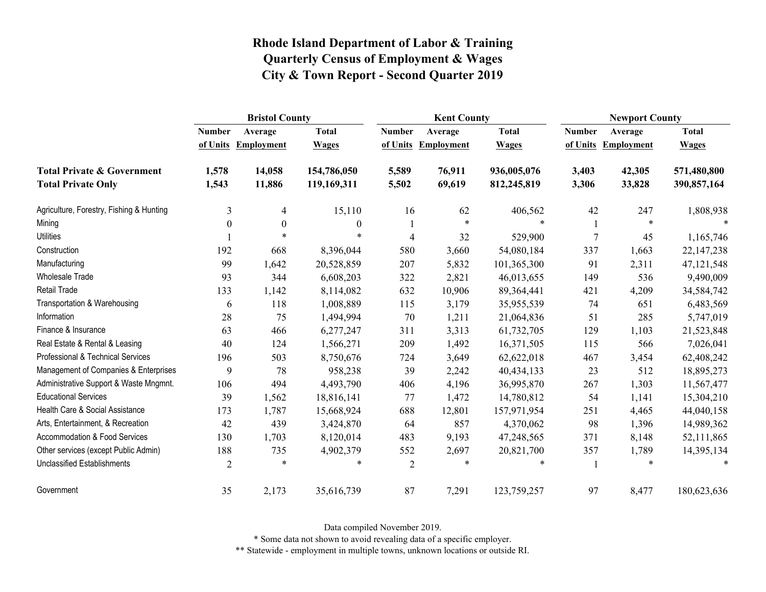# Rhode Island Department of Labor & Training
# Quarterly Census of Employment & Wages
# City & Town Report - Second Quarter 2019

| | Bristol County | | | Kent County | | | Newport County | | |
|---|---|---|---|---|---|---|---|---|---|
| | Number of Units | Average Employment | Total Wages | Number of Units | Average Employment | Total Wages | Number of Units | Average Employment | Total Wages |
| **Total Private & Government** | **1,578** | **14,058** | **154,786,050** | **5,589** | **76,911** | **936,005,076** | **3,403** | **42,305** | **571,480,800** |
| **Total Private Only** | **1,543** | **11,886** | **119,169,311** | **5,502** | **69,619** | **812,245,819** | **3,306** | **33,828** | **390,857,164** |
| Agriculture, Forestry, Fishing & Hunting | 3 | 4 | 15,110 | 16 | 62 | 406,562 | 42 | 247 | 1,808,938 |
| Mining | 0 | 0 | 0 | 1 | * | * | 1 | * | * |
| Utilities | 1 | * | * | 4 | 32 | 529,900 | 7 | 45 | 1,165,746 |
| Construction | 192 | 668 | 8,396,044 | 580 | 3,660 | 54,080,184 | 337 | 1,663 | 22,147,238 |
| Manufacturing | 99 | 1,642 | 20,528,859 | 207 | 5,832 | 101,365,300 | 91 | 2,311 | 47,121,548 |
| Wholesale Trade | 93 | 344 | 6,608,203 | 322 | 2,821 | 46,013,655 | 149 | 536 | 9,490,009 |
| Retail Trade | 133 | 1,142 | 8,114,082 | 632 | 10,906 | 89,364,441 | 421 | 4,209 | 34,584,742 |
| Transportation & Warehousing | 6 | 118 | 1,008,889 | 115 | 3,179 | 35,955,539 | 74 | 651 | 6,483,569 |
| Information | 28 | 75 | 1,494,994 | 70 | 1,211 | 21,064,836 | 51 | 285 | 5,747,019 |
| Finance & Insurance | 63 | 466 | 6,277,247 | 311 | 3,313 | 61,732,705 | 129 | 1,103 | 21,523,848 |
| Real Estate & Rental & Leasing | 40 | 124 | 1,566,271 | 209 | 1,492 | 16,371,505 | 115 | 566 | 7,026,041 |
| Professional & Technical Services | 196 | 503 | 8,750,676 | 724 | 3,649 | 62,622,018 | 467 | 3,454 | 62,408,242 |
| Management of Companies & Enterprises | 9 | 78 | 958,238 | 39 | 2,242 | 40,434,133 | 23 | 512 | 18,895,273 |
| Administrative Support & Waste Mngmnt. | 106 | 494 | 4,493,790 | 406 | 4,196 | 36,995,870 | 267 | 1,303 | 11,567,477 |
| Educational Services | 39 | 1,562 | 18,816,141 | 77 | 1,472 | 14,780,812 | 54 | 1,141 | 15,304,210 |
| Health Care & Social Assistance | 173 | 1,787 | 15,668,924 | 688 | 12,801 | 157,971,954 | 251 | 4,465 | 44,040,158 |
| Arts, Entertainment, & Recreation | 42 | 439 | 3,424,870 | 64 | 857 | 4,370,062 | 98 | 1,396 | 14,989,362 |
| Accommodation & Food Services | 130 | 1,703 | 8,120,014 | 483 | 9,193 | 47,248,565 | 371 | 8,148 | 52,111,865 |
| Other services (except Public Admin) | 188 | 735 | 4,902,379 | 552 | 2,697 | 20,821,700 | 357 | 1,789 | 14,395,134 |
| Unclassified Establishments | 2 | * | * | 2 | * | * | 1 | * | * |
| Government | 35 | 2,173 | 35,616,739 | 87 | 7,291 | 123,759,257 | 97 | 8,477 | 180,623,636 |

Data compiled November 2019.

* Some data not shown to avoid revealing data of a specific employer.

** Statewide - employment in multiple towns, unknown locations or outside RI.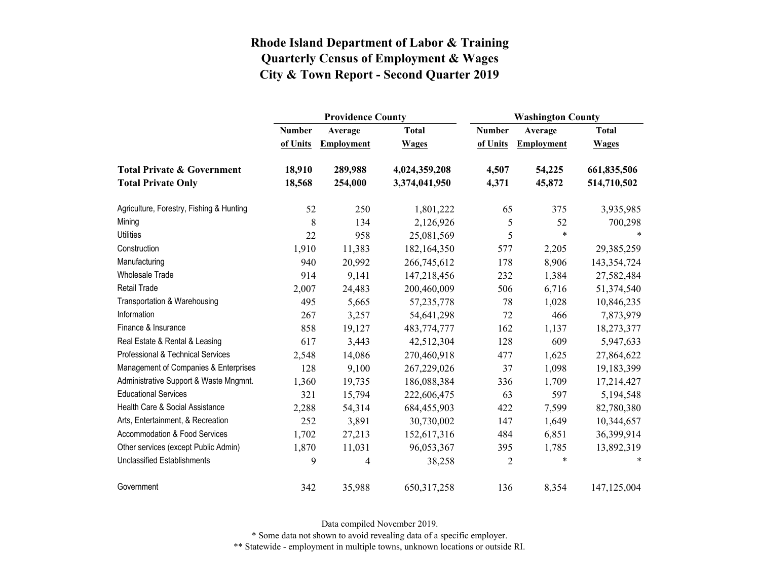# Rhode Island Department of Labor & Training
# Quarterly Census of Employment & Wages
# City & Town Report - Second Quarter 2019

| | Providence County | | | Washington County | | |
|---|---|---|---|---|---|---|
| | Number of Units | Average Employment | Total Wages | Number of Units | Average Employment | Total Wages |
| **Total Private & Government** | **18,910** | **289,988** | **4,024,359,208** | **4,507** | **54,225** | **661,835,506** |
| **Total Private Only** | **18,568** | **254,000** | **3,374,041,950** | **4,371** | **45,872** | **514,710,502** |
| Agriculture, Forestry, Fishing & Hunting | 52 | 250 | 1,801,222 | 65 | 375 | 3,935,985 |
| Mining | 8 | 134 | 2,126,926 | 5 | 52 | 700,298 |
| Utilities | 22 | 958 | 25,081,569 | 5 | * | * |
| Construction | 1,910 | 11,383 | 182,164,350 | 577 | 2,205 | 29,385,259 |
| Manufacturing | 940 | 20,992 | 266,745,612 | 178 | 8,906 | 143,354,724 |
| Wholesale Trade | 914 | 9,141 | 147,218,456 | 232 | 1,384 | 27,582,484 |
| Retail Trade | 2,007 | 24,483 | 200,460,009 | 506 | 6,716 | 51,374,540 |
| Transportation & Warehousing | 495 | 5,665 | 57,235,778 | 78 | 1,028 | 10,846,235 |
| Information | 267 | 3,257 | 54,641,298 | 72 | 466 | 7,873,979 |
| Finance & Insurance | 858 | 19,127 | 483,774,777 | 162 | 1,137 | 18,273,377 |
| Real Estate & Rental & Leasing | 617 | 3,443 | 42,512,304 | 128 | 609 | 5,947,633 |
| Professional & Technical Services | 2,548 | 14,086 | 270,460,918 | 477 | 1,625 | 27,864,622 |
| Management of Companies & Enterprises | 128 | 9,100 | 267,229,026 | 37 | 1,098 | 19,183,399 |
| Administrative Support & Waste Mngmnt. | 1,360 | 19,735 | 186,088,384 | 336 | 1,709 | 17,214,427 |
| Educational Services | 321 | 15,794 | 222,606,475 | 63 | 597 | 5,194,548 |
| Health Care & Social Assistance | 2,288 | 54,314 | 684,455,903 | 422 | 7,599 | 82,780,380 |
| Arts, Entertainment, & Recreation | 252 | 3,891 | 30,730,002 | 147 | 1,649 | 10,344,657 |
| Accommodation & Food Services | 1,702 | 27,213 | 152,617,316 | 484 | 6,851 | 36,399,914 |
| Other services (except Public Admin) | 1,870 | 11,031 | 96,053,367 | 395 | 1,785 | 13,892,319 |
| Unclassified Establishments | 9 | 4 | 38,258 | 2 | * | * |
| Government | 342 | 35,988 | 650,317,258 | 136 | 8,354 | 147,125,004 |

Data compiled November 2019.

* Some data not shown to avoid revealing data of a specific employer.

** Statewide - employment in multiple towns, unknown locations or outside RI.